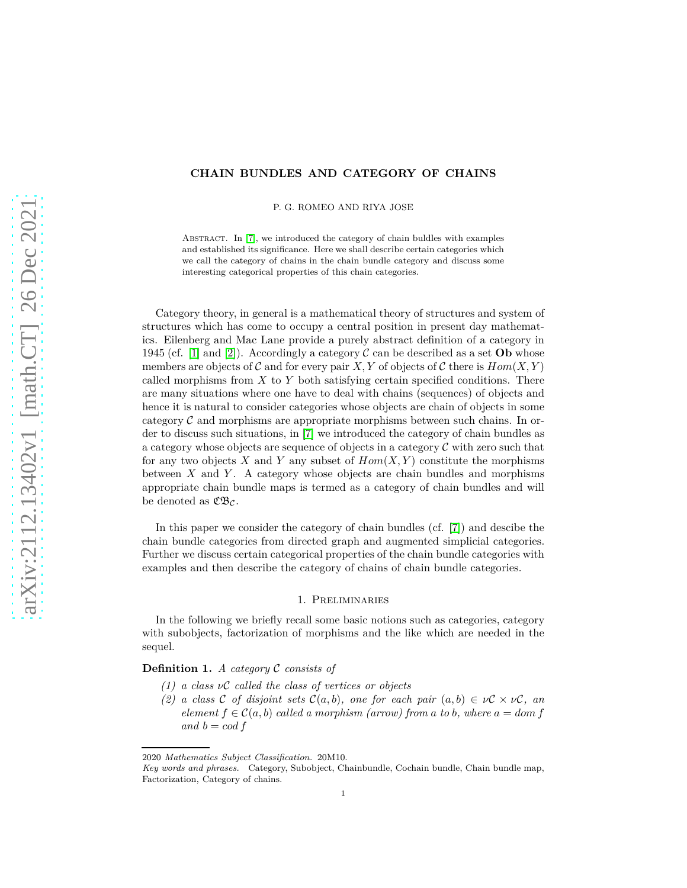# CHAIN BUNDLES AND CATEGORY OF CHAINS

P. G. ROMEO AND RIYA JOSE

Abstract. In [7], we introduced the category of chain buldles with examples and established its significance. Here we shall describe certain categories which we call the category of chains in the chain bundle category and discuss some interesting categorical properties of this chain categories.

Category theory, in general is a mathematical theory of structures and system of structures which has come to occupy a central position in present day mathematics. Eilenberg and Mac Lane provide a purely abstract definition of a category in 1945 (cf. [1] and [2]). Accordingly a category $\mathcal{C}$ can be described as a set **Ob** whose members are objects of $\mathcal{C}$ and for every pair $X, Y$ of objects of $\mathcal{C}$ there is $Hom(X, Y)$ called morphisms from $X$ to $Y$ both satisfying certain specified conditions. There are many situations where one have to deal with chains (sequences) of objects and hence it is natural to consider categories whose objects are chain of objects in some category $\mathcal{C}$ and morphisms are appropriate morphisms between such chains. In order to discuss such situations, in [7] we introduced the category of chain bundles as a category whose objects are sequence of objects in a category $\mathcal{C}$ with zero such that for any two objects $X$ and $Y$ any subset of $Hom(X, Y)$ constitute the morphisms between $X$ and $Y$. A category whose objects are chain bundles and morphisms appropriate chain bundle maps is termed as a category of chain bundles and will be denoted as $\mathfrak{CB}_{\mathcal{C}}$.

In this paper we consider the category of chain bundles (cf. [7]) and descibe the chain bundle categories from directed graph and augmented simplicial categories. Further we discuss certain categorical properties of the chain bundle categories with examples and then describe the category of chains of chain bundle categories.

## 1. Preliminaries

In the following we briefly recall some basic notions such as categories, category with subobjects, factorization of morphisms and the like which are needed in the sequel.

**Definition 1.** *A category $\mathcal{C}$ consists of*

*(1) a class $\nu\mathcal{C}$ called the class of vertices or objects*

*(2) a class $\mathcal{C}$ of disjoint sets $\mathcal{C}(a, b)$, one for each pair $(a, b) \in \nu\mathcal{C} \times \nu\mathcal{C}$, an element $f \in \mathcal{C}(a, b)$ called a morphism (arrow) from $a$ to $b$, where $a = dom\, f$ and $b = cod\, f$*

2020 *Mathematics Subject Classification.* 20M10.

*Key words and phrases.* Category, Subobject, Chainbundle, Cochain bundle, Chain bundle map, Factorization, Category of chains.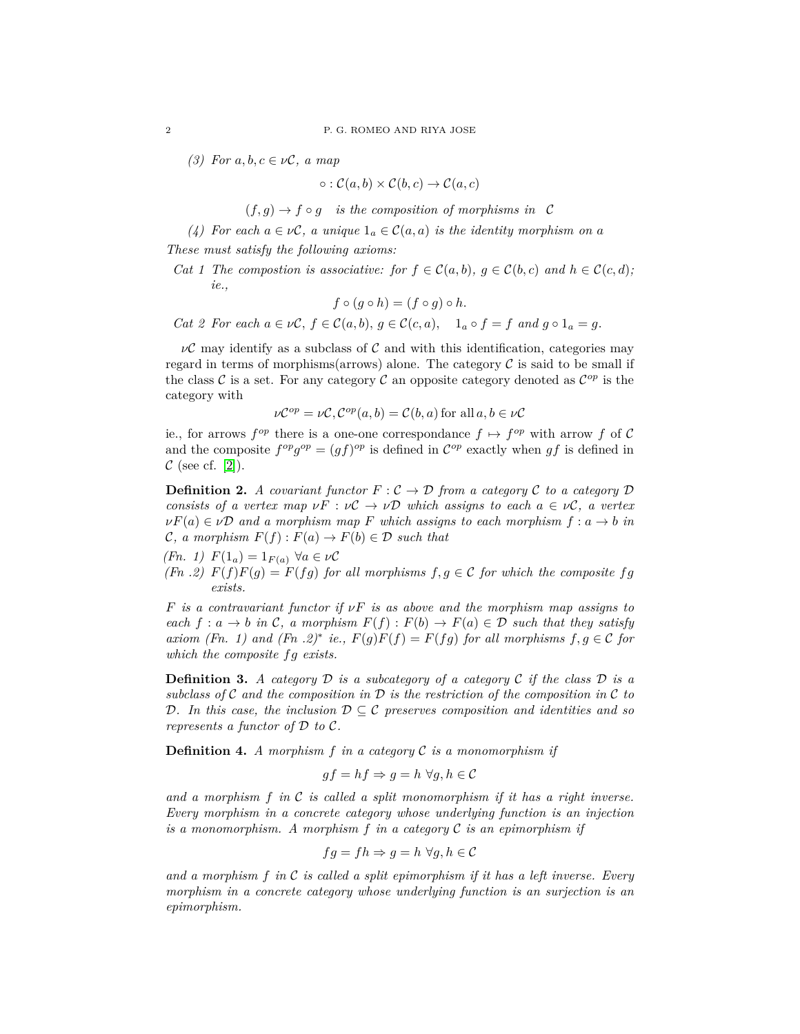*(3) For $a, b, c \in \nu\mathcal{C}$, a map*

$$\circ : \mathcal{C}(a,b) \times \mathcal{C}(b,c) \to \mathcal{C}(a,c)$$

$$(f,g) \to f \circ g \quad \textit{is the composition of morphisms in} \quad \mathcal{C}$$

*(4) For each $a \in \nu\mathcal{C}$, a unique $1_a \in \mathcal{C}(a,a)$ is the identity morphism on $a$*

*These must satisfy the following axioms:*

*Cat 1 The compostion is associative: for $f \in \mathcal{C}(a,b)$, $g \in \mathcal{C}(b,c)$ and $h \in \mathcal{C}(c,d)$; ie.,*

$$f \circ (g \circ h) = (f \circ g) \circ h.$$

*Cat 2 For each $a \in \nu\mathcal{C}$, $f \in \mathcal{C}(a,b)$, $g \in \mathcal{C}(c,a)$, $\quad 1_a \circ f = f$ and $g \circ 1_a = g$.*

$\nu\mathcal{C}$ may identify as a subclass of $\mathcal{C}$ and with this identification, categories may regard in terms of morphisms(arrows) alone. The category $\mathcal{C}$ is said to be small if the class $\mathcal{C}$ is a set. For any category $\mathcal{C}$ an opposite category denoted as $\mathcal{C}^{op}$ is the category with

$$\nu\mathcal{C}^{op} = \nu\mathcal{C}, \mathcal{C}^{op}(a,b) = \mathcal{C}(b,a) \, \text{for all} \, a, b \in \nu\mathcal{C}$$

ie., for arrows $f^{op}$ there is a one-one correspondance $f \mapsto f^{op}$ with arrow $f$ of $\mathcal{C}$ and the composite $f^{op}g^{op} = (gf)^{op}$ is defined in $\mathcal{C}^{op}$ exactly when $gf$ is defined in $\mathcal{C}$ (see cf. [2]).

**Definition 2.** *A covariant functor $F : \mathcal{C} \to \mathcal{D}$ from a category $\mathcal{C}$ to a category $\mathcal{D}$ consists of a vertex map $\nu F : \nu\mathcal{C} \to \nu\mathcal{D}$ which assigns to each $a \in \nu\mathcal{C}$, a vertex $\nu F(a) \in \nu\mathcal{D}$ and a morphism map $F$ which assigns to each morphism $f : a \to b$ in $\mathcal{C}$, a morphism $F(f) : F(a) \to F(b) \in \mathcal{D}$ such that*

*(Fn. 1) $F(1_a) = 1_{F(a)} \; \forall a \in \nu\mathcal{C}$*

*(Fn .2) $F(f)F(g) = F(fg)$ for all morphisms $f, g \in \mathcal{C}$ for which the composite $fg$ exists.*

*$F$ is a contravariant functor if $\nu F$ is as above and the morphism map assigns to each $f : a \to b$ in $\mathcal{C}$, a morphism $F(f) : F(b) \to F(a) \in \mathcal{D}$ such that they satisfy axiom (Fn. 1) and (Fn .2)$^*$ ie., $F(g)F(f) = F(fg)$ for all morphisms $f, g \in \mathcal{C}$ for which the composite $fg$ exists.*

**Definition 3.** *A category $\mathcal{D}$ is a subcategory of a category $\mathcal{C}$ if the class $\mathcal{D}$ is a subclass of $\mathcal{C}$ and the composition in $\mathcal{D}$ is the restriction of the composition in $\mathcal{C}$ to $\mathcal{D}$. In this case, the inclusion $\mathcal{D} \subseteq \mathcal{C}$ preserves composition and identities and so represents a functor of $\mathcal{D}$ to $\mathcal{C}$.*

**Definition 4.** *A morphism $f$ in a category $\mathcal{C}$ is a monomorphism if*

$$gf = hf \Rightarrow g = h \; \forall g, h \in \mathcal{C}$$

*and a morphism $f$ in $\mathcal{C}$ is called a split monomorphism if it has a right inverse. Every morphism in a concrete category whose underlying function is an injection is a monomorphism. A morphism $f$ in a category $\mathcal{C}$ is an epimorphism if*

$$fg = fh \Rightarrow g = h \; \forall g, h \in \mathcal{C}$$

*and a morphism $f$ in $\mathcal{C}$ is called a split epimorphism if it has a left inverse. Every morphism in a concrete category whose underlying function is an surjection is an epimorphism.*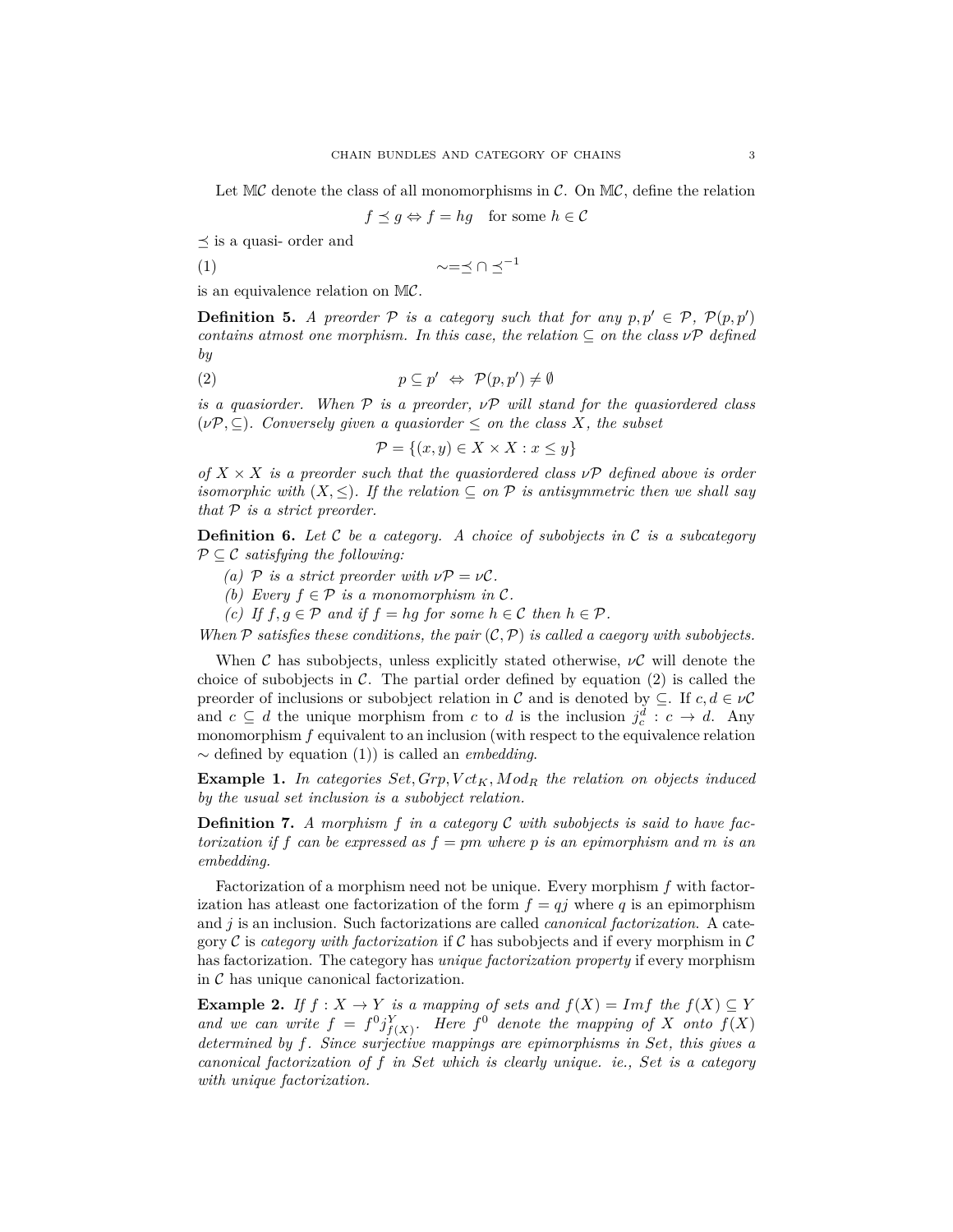Let $\mathbb{M}\mathcal{C}$ denote the class of all monomorphisms in $\mathcal{C}$. On $\mathbb{M}\mathcal{C}$, define the relation

$$f \preceq g \Leftrightarrow f = hg \quad \text{for some } h \in \mathcal{C}$$

$\preceq$ is a quasi- order and

$$\sim = \preceq \cap \preceq^{-1} \tag{1}$$

is an equivalence relation on $\mathbb{M}\mathcal{C}$.

**Definition 5.** *A preorder $\mathcal{P}$ is a category such that for any $p, p' \in \mathcal{P}$, $\mathcal{P}(p, p')$ contains atmost one morphism. In this case, the relation $\subseteq$ on the class $\nu\mathcal{P}$ defined by*

$$p \subseteq p' \;\Leftrightarrow\; \mathcal{P}(p, p') \neq \emptyset \tag{2}$$

*is a quasiorder. When $\mathcal{P}$ is a preorder, $\nu\mathcal{P}$ will stand for the quasiordered class $(\nu\mathcal{P}, \subseteq)$. Conversely given a quasiorder $\leq$ on the class $X$, the subset*

$$\mathcal{P} = \{(x, y) \in X \times X : x \leq y\}$$

*of $X \times X$ is a preorder such that the quasiordered class $\nu\mathcal{P}$ defined above is order isomorphic with $(X, \leq)$. If the relation $\subseteq$ on $\mathcal{P}$ is antisymmetric then we shall say that $\mathcal{P}$ is a strict preorder.*

**Definition 6.** *Let $\mathcal{C}$ be a category. A choice of subobjects in $\mathcal{C}$ is a subcategory $\mathcal{P} \subseteq \mathcal{C}$ satisfying the following:*

*(a) $\mathcal{P}$ is a strict preorder with $\nu\mathcal{P} = \nu\mathcal{C}$.*
*(b) Every $f \in \mathcal{P}$ is a monomorphism in $\mathcal{C}$.*
*(c) If $f, g \in \mathcal{P}$ and if $f = hg$ for some $h \in \mathcal{C}$ then $h \in \mathcal{P}$.*

*When $\mathcal{P}$ satisfies these conditions, the pair $(\mathcal{C}, \mathcal{P})$ is called a caegory with subobjects.*

When $\mathcal{C}$ has subobjects, unless explicitly stated otherwise, $\nu\mathcal{C}$ will denote the choice of subobjects in $\mathcal{C}$. The partial order defined by equation (2) is called the preorder of inclusions or subobject relation in $\mathcal{C}$ and is denoted by $\subseteq$. If $c, d \in \nu\mathcal{C}$ and $c \subseteq d$ the unique morphism from $c$ to $d$ is the inclusion $j_c^d : c \to d$. Any monomorphism $f$ equivalent to an inclusion (with respect to the equivalence relation $\sim$ defined by equation (1)) is called an *embedding*.

**Example 1.** *In categories $Set, Grp, Vct_K, Mod_R$ the relation on objects induced by the usual set inclusion is a subobject relation.*

**Definition 7.** *A morphism $f$ in a category $\mathcal{C}$ with subobjects is said to have factorization if $f$ can be expressed as $f = pm$ where $p$ is an epimorphism and $m$ is an embedding.*

Factorization of a morphism need not be unique. Every morphism $f$ with factorization has atleast one factorization of the form $f = qj$ where $q$ is an epimorphism and $j$ is an inclusion. Such factorizations are called *canonical factorization*. A category $\mathcal{C}$ is *category with factorization* if $\mathcal{C}$ has subobjects and if every morphism in $\mathcal{C}$ has factorization. The category has *unique factorization property* if every morphism in $\mathcal{C}$ has unique canonical factorization.

**Example 2.** *If $f : X \to Y$ is a mapping of sets and $f(X) = Imf$ the $f(X) \subseteq Y$ and we can write $f = f^0 j_{f(X)}^Y$. Here $f^0$ denote the mapping of $X$ onto $f(X)$ determined by $f$. Since surjective mappings are epimorphisms in Set, this gives a canonical factorization of $f$ in Set which is clearly unique. ie., Set is a category with unique factorization.*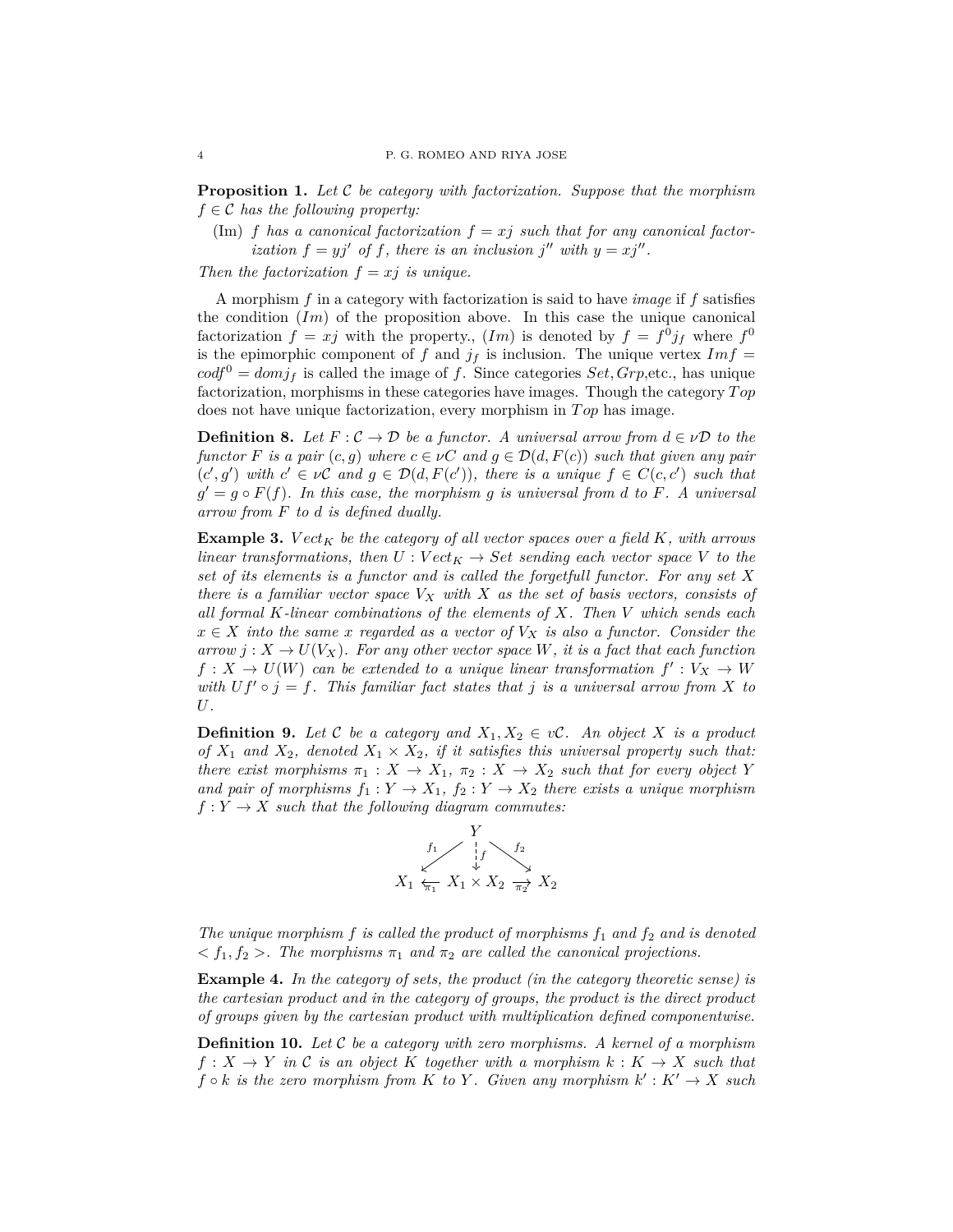**Proposition 1.** *Let $\mathcal{C}$ be category with factorization. Suppose that the morphism $f \in \mathcal{C}$ has the following property:*

(Im) *$f$ has a canonical factorization $f = xj$ such that for any canonical factorization $f = yj'$ of $f$, there is an inclusion $j''$ with $y = xj''$.*

*Then the factorization $f = xj$ is unique.*

A morphism $f$ in a category with factorization is said to have *image* if $f$ satisfies the condition $(Im)$ of the proposition above. In this case the unique canonical factorization $f = xj$ with the property., $(Im)$ is denoted by $f = f^0 j_f$ where $f^0$ is the epimorphic component of $f$ and $j_f$ is inclusion. The unique vertex $Imf = codf^0 = domj_f$ is called the image of $f$. Since categories $Set, Grp$,etc., has unique factorization, morphisms in these categories have images. Though the category $Top$ does not have unique factorization, every morphism in $Top$ has image.

**Definition 8.** *Let $F : \mathcal{C} \to \mathcal{D}$ be a functor. A universal arrow from $d \in \nu\mathcal{D}$ to the functor $F$ is a pair $(c, g)$ where $c \in \nu C$ and $g \in \mathcal{D}(d, F(c))$ such that given any pair $(c', g')$ with $c' \in \nu\mathcal{C}$ and $g \in \mathcal{D}(d, F(c'))$, there is a unique $f \in C(c, c')$ such that $g' = g \circ F(f)$. In this case, the morphism $g$ is universal from $d$ to $F$. A universal arrow from $F$ to $d$ is defined dually.*

**Example 3.** *$Vect_K$ be the category of all vector spaces over a field $K$, with arrows linear transformations, then $U : Vect_K \to Set$ sending each vector space $V$ to the set of its elements is a functor and is called the forgetfull functor. For any set $X$ there is a familiar vector space $V_X$ with $X$ as the set of basis vectors, consists of all formal $K$-linear combinations of the elements of $X$. Then $V$ which sends each $x \in X$ into the same $x$ regarded as a vector of $V_X$ is also a functor. Consider the arrow $j : X \to U(V_X)$. For any other vector space $W$, it is a fact that each function $f : X \to U(W)$ can be extended to a unique linear transformation $f' : V_X \to W$ with $Uf' \circ j = f$. This familiar fact states that $j$ is a universal arrow from $X$ to $U$.*

**Definition 9.** *Let $\mathcal{C}$ be a category and $X_1, X_2 \in v\mathcal{C}$. An object $X$ is a product of $X_1$ and $X_2$, denoted $X_1 \times X_2$, if it satisfies this universal property such that: there exist morphisms $\pi_1 : X \to X_1$, $\pi_2 : X \to X_2$ such that for every object $Y$ and pair of morphisms $f_1 : Y \to X_1$, $f_2 : Y \to X_2$ there exists a unique morphism $f : Y \to X$ such that the following diagram commutes:*

$$\begin{array}{ccccc} & & Y & & \\ & \swarrow^{f_1} & \downarrow f & \searrow^{f_2} & \\ X_1 & \xleftarrow{\pi_1} & X_1 \times X_2 & \xrightarrow{\pi_2} & X_2 \end{array}$$

*The unique morphism $f$ is called the product of morphisms $f_1$ and $f_2$ and is denoted $< f_1, f_2 >$. The morphisms $\pi_1$ and $\pi_2$ are called the canonical projections.*

**Example 4.** *In the category of sets, the product (in the category theoretic sense) is the cartesian product and in the category of groups, the product is the direct product of groups given by the cartesian product with multiplication defined componentwise.*

**Definition 10.** *Let $\mathcal{C}$ be a category with zero morphisms. A kernel of a morphism $f : X \to Y$ in $\mathcal{C}$ is an object $K$ together with a morphism $k : K \to X$ such that $f \circ k$ is the zero morphism from $K$ to $Y$. Given any morphism $k' : K' \to X$ such*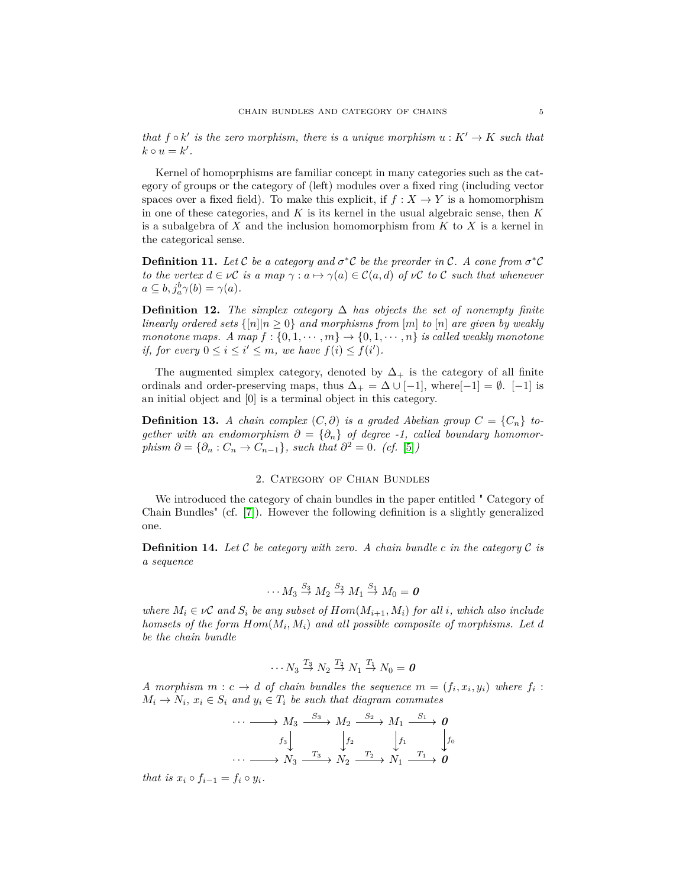that $f \circ k'$ is the zero morphism, there is a unique morphism $u : K' \to K$ such that $k \circ u = k'$.

Kernel of homoprphisms are familiar concept in many categories such as the category of groups or the category of (left) modules over a fixed ring (including vector spaces over a fixed field). To make this explicit, if $f : X \to Y$ is a homomorphism in one of these categories, and $K$ is its kernel in the usual algebraic sense, then $K$ is a subalgebra of $X$ and the inclusion homomorphism from $K$ to $X$ is a kernel in the categorical sense.

**Definition 11.** *Let $\mathcal{C}$ be a category and $\sigma^*\mathcal{C}$ be the preorder in $\mathcal{C}$. A cone from $\sigma^*\mathcal{C}$ to the vertex $d \in \nu\mathcal{C}$ is a map $\gamma : a \mapsto \gamma(a) \in \mathcal{C}(a, d)$ of $\nu\mathcal{C}$ to $\mathcal{C}$ such that whenever $a \subseteq b, j_a^b\gamma(b) = \gamma(a)$.*

**Definition 12.** *The simplex category $\Delta$ has objects the set of nonempty finite linearly ordered sets $\{[n]|n \geq 0\}$ and morphisms from $[m]$ to $[n]$ are given by weakly monotone maps. A map $f : \{0, 1, \cdots, m\} \to \{0, 1, \cdots, n\}$ is called weakly monotone if, for every $0 \leq i \leq i' \leq m$, we have $f(i) \leq f(i')$.*

The augmented simplex category, denoted by $\Delta_+$ is the category of all finite ordinals and order-preserving maps, thus $\Delta_+ = \Delta \cup [-1]$, where$[-1] = \emptyset$. $[-1]$ is an initial object and $[0]$ is a terminal object in this category.

**Definition 13.** *A chain complex $(C, \partial)$ is a graded Abelian group $C = \{C_n\}$ together with an endomorphism $\partial = \{\partial_n\}$ of degree -1, called boundary homomorphism $\partial = \{\partial_n : C_n \to C_{n-1}\}$, such that $\partial^2 = 0$. (cf. [5])*

## 2. Category of Chian Bundles

We introduced the category of chain bundles in the paper entitled " Category of Chain Bundles" (cf. [7]). However the following definition is a slightly generalized one.

**Definition 14.** *Let $\mathcal{C}$ be category with zero. A chain bundle $c$ in the category $\mathcal{C}$ is a sequence*

$$\cdots M_3 \overset{S_3}{\to} M_2 \overset{S_2}{\to} M_1 \overset{S_1}{\to} M_0 = \boldsymbol{0}$$

*where $M_i \in \nu\mathcal{C}$ and $S_i$ be any subset of $Hom(M_{i+1}, M_i)$ for all $i$, which also include homsets of the form $Hom(M_i, M_i)$ and all possible composite of morphisms. Let $d$ be the chain bundle*

$$\cdots N_3 \overset{T_3}{\to} N_2 \overset{T_2}{\to} N_1 \overset{T_1}{\to} N_0 = \boldsymbol{0}$$

*A morphism $m : c \to d$ of chain bundles the sequence $m = (f_i, x_i, y_i)$ where $f_i : M_i \to N_i$, $x_i \in S_i$ and $y_i \in T_i$ be such that diagram commutes*

$$\begin{array}{ccccccccc}
\cdots & \longrightarrow & M_3 & \xrightarrow{S_3} & M_2 & \xrightarrow{S_2} & M_1 & \xrightarrow{S_1} & \boldsymbol{0} \\
 & & \downarrow{\scriptstyle f_3} & & \downarrow{\scriptstyle f_2} & & \downarrow{\scriptstyle f_1} & & \downarrow{\scriptstyle f_0} \\
\cdots & \longrightarrow & N_3 & \xrightarrow{T_3} & N_2 & \xrightarrow{T_2} & N_1 & \xrightarrow{T_1} & \boldsymbol{0}
\end{array}$$

*that is $x_i \circ f_{i-1} = f_i \circ y_i$.*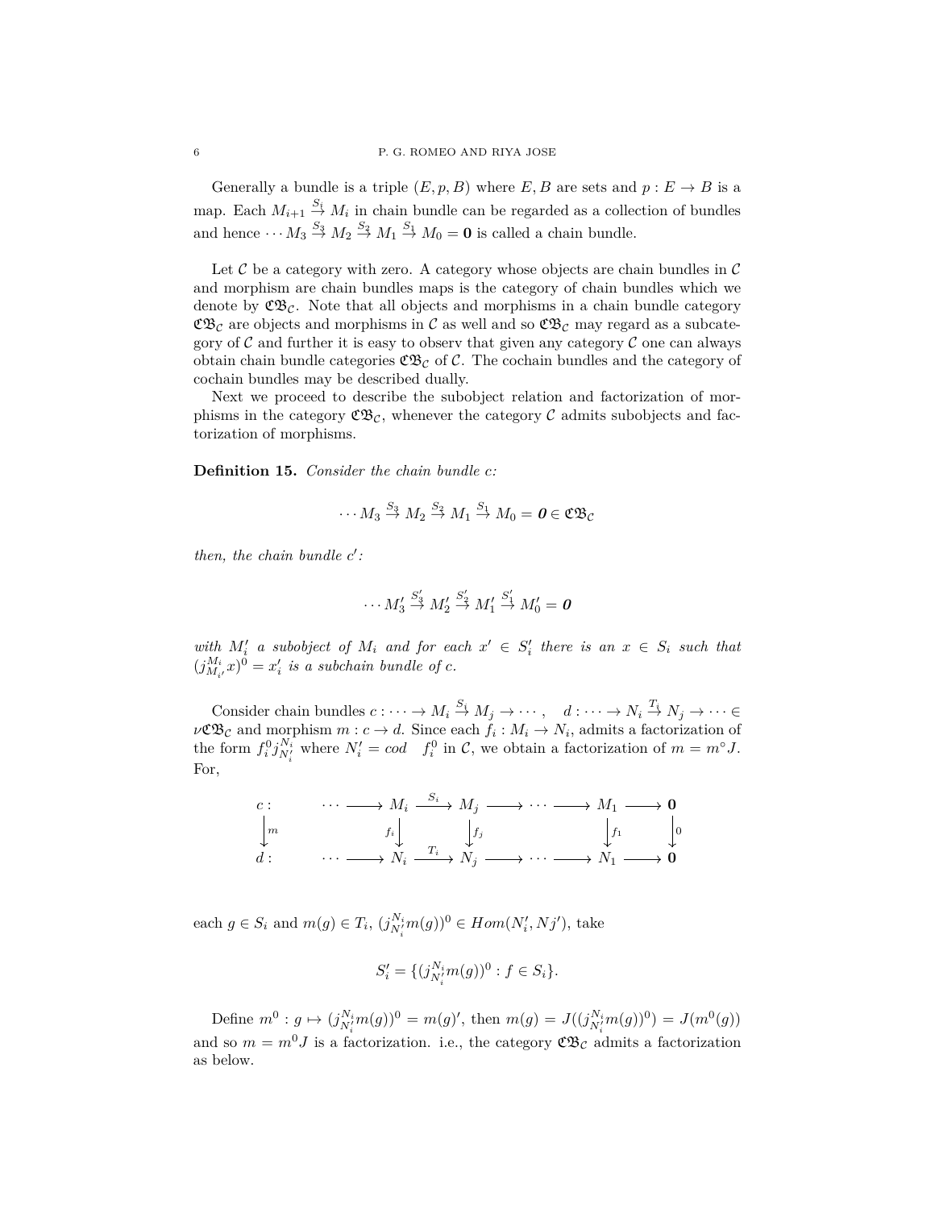Generally a bundle is a triple $(E, p, B)$ where $E, B$ are sets and $p : E \to B$ is a map. Each $M_{i+1} \overset{S_1}{\to} M_i$ in chain bundle can be regarded as a collection of bundles and hence $\cdots M_3 \overset{S_3}{\to} M_2 \overset{S_2}{\to} M_1 \overset{S_1}{\to} M_0 = \mathbf{0}$ is called a chain bundle.

Let $\mathcal{C}$ be a category with zero. A category whose objects are chain bundles in $\mathcal{C}$ and morphism are chain bundles maps is the category of chain bundles which we denote by $\mathfrak{CB}_{\mathcal{C}}$. Note that all objects and morphisms in a chain bundle category $\mathfrak{CB}_{\mathcal{C}}$ are objects and morphisms in $\mathcal{C}$ as well and so $\mathfrak{CB}_{\mathcal{C}}$ may regard as a subcategory of $\mathcal{C}$ and further it is easy to observ that given any category $\mathcal{C}$ one can always obtain chain bundle categories $\mathfrak{CB}_{\mathcal{C}}$ of $\mathcal{C}$. The cochain bundles and the category of cochain bundles may be described dually.

Next we proceed to describe the subobject relation and factorization of morphisms in the category $\mathfrak{CB}_{\mathcal{C}}$, whenever the category $\mathcal{C}$ admits subobjects and factorization of morphisms.

**Definition 15.** *Consider the chain bundle c:*

$$\cdots M_3 \overset{S_3}{\to} M_2 \overset{S_2}{\to} M_1 \overset{S_1}{\to} M_0 = \boldsymbol{0} \in \mathfrak{CB}_{\mathcal{C}}$$

*then, the chain bundle $c'$:*

$$\cdots M'_3 \overset{S'_3}{\to} M'_2 \overset{S'_2}{\to} M'_1 \overset{S'_1}{\to} M'_0 = \boldsymbol{0}$$

*with $M'_i$ a subobject of $M_i$ and for each $x' \in S'_i$ there is an $x \in S_i$ such that $(j^{M_i}_{M_{i'}} x)^0 = x'_i$ is a subchain bundle of c.*

Consider chain bundles $c : \cdots \to M_i \overset{S_i}{\to} M_j \to \cdots$, $\quad d : \cdots \to N_i \overset{T_i}{\to} N_j \to \cdots \in \nu\mathfrak{CB}_{\mathcal{C}}$ and morphism $m : c \to d$. Since each $f_i : M_i \to N_i$, admits a factorization of the form $f^0_i j^{N_i}_{N'_i}$ where $N'_i = cod \quad f^0_i$ in $\mathcal{C}$, we obtain a factorization of $m = m^\circ J$. For,

$$\begin{array}{ccccccccccc}
c: & & \cdots \longrightarrow & M_i & \xrightarrow{S_i} & M_j & \longrightarrow \cdots \longrightarrow & M_1 & \longrightarrow & \mathbf{0} \\
\downarrow m & & & \downarrow f_i & & \downarrow f_j & & \downarrow f_1 & & \downarrow 0 \\
d: & & \cdots \longrightarrow & N_i & \xrightarrow{T_i} & N_j & \longrightarrow \cdots \longrightarrow & N_1 & \longrightarrow & \mathbf{0}
\end{array}$$

each $g \in S_i$ and $m(g) \in T_i$, $(j^{N_i}_{N'_i} m(g))^0 \in Hom(N'_i, Nj')$, take

$$S'_i = \{(j^{N_i}_{N'_i} m(g))^0 : f \in S_i\}.$$

Define $m^0 : g \mapsto (j^{N_i}_{N'_i} m(g))^0 = m(g)'$, then $m(g) = J((j^{N_i}_{N'_i} m(g))^0) = J(m^0(g))$ and so $m = m^0 J$ is a factorization. i.e., the category $\mathfrak{CB}_{\mathcal{C}}$ admits a factorization as below.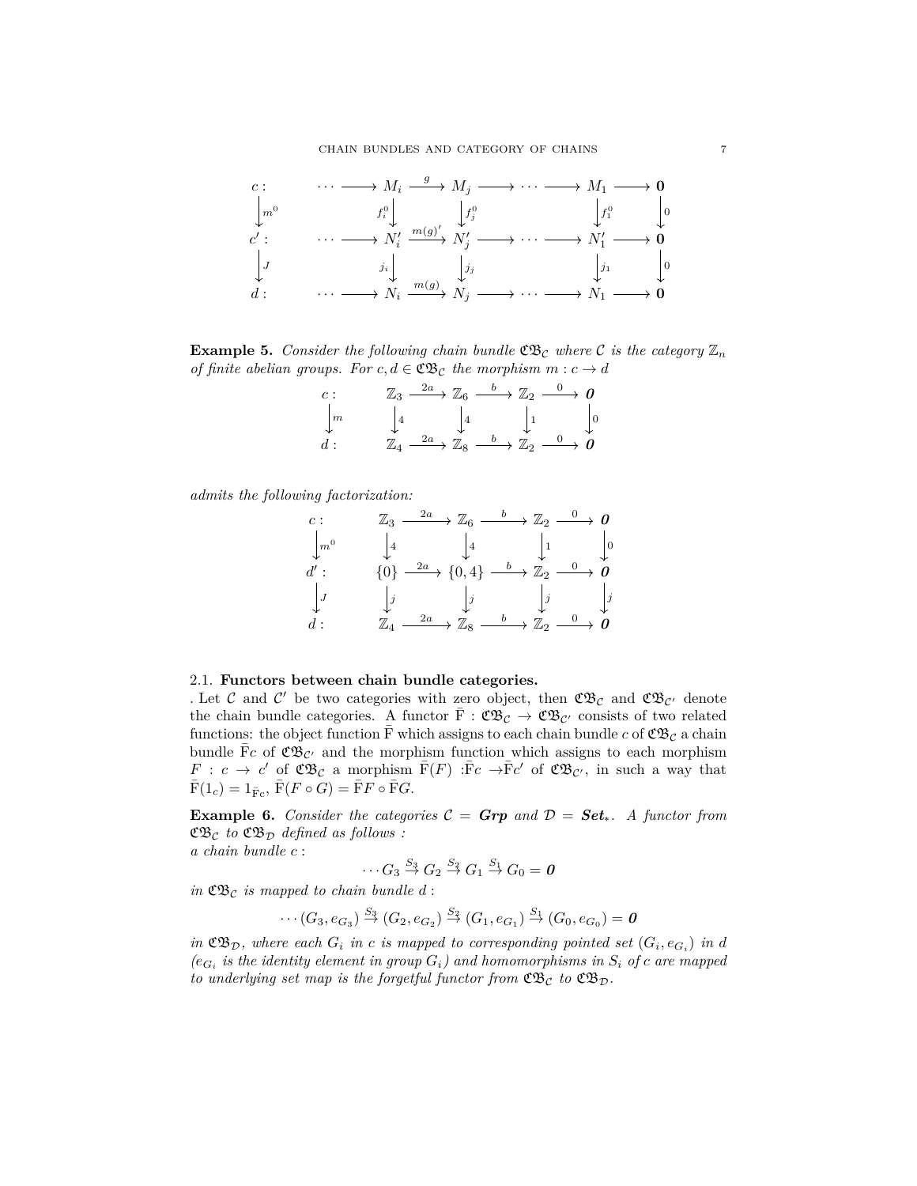$$
\begin{array}{ccccccccccc}
c: & & \cdots \longrightarrow & M_i & \xrightarrow{\;g\;} & M_j & \longrightarrow \cdots \longrightarrow & M_1 & \longrightarrow & \mathbf{0} \\
\Big\downarrow m^0 & & & \Big\downarrow f_i^0 & & \Big\downarrow f_j^0 & & \Big\downarrow f_1^0 & & \Big\downarrow 0 \\
c': & & \cdots \longrightarrow & N_i' & \xrightarrow{\;m(g)'\;} & N_j' & \longrightarrow \cdots \longrightarrow & N_1' & \longrightarrow & \mathbf{0} \\
\Big\downarrow J & & & \Big\downarrow j_i & & \Big\downarrow j_j & & \Big\downarrow j_1 & & \Big\downarrow 0 \\
d: & & \cdots \longrightarrow & N_i & \xrightarrow{\;m(g)\;} & N_j & \longrightarrow \cdots \longrightarrow & N_1 & \longrightarrow & \mathbf{0}
\end{array}
$$

**Example 5.** *Consider the following chain bundle $\mathfrak{CB}_\mathcal{C}$ where $\mathcal{C}$ is the category $\mathbb{Z}_n$ of finite abelian groups. For $c, d \in \mathfrak{CB}_\mathcal{C}$ the morphism $m : c \to d$*

$$
\begin{array}{cccccccc}
c: & \mathbb{Z}_3 & \xrightarrow{\;2a\;} & \mathbb{Z}_6 & \xrightarrow{\;b\;} & \mathbb{Z}_2 & \xrightarrow{\;0\;} & \mathbf{0} \\
\Big\downarrow m & \Big\downarrow 4 & & \Big\downarrow 4 & & \Big\downarrow 1 & & \Big\downarrow 0 \\
d: & \mathbb{Z}_4 & \xrightarrow{\;2a\;} & \mathbb{Z}_8 & \xrightarrow{\;b\;} & \mathbb{Z}_2 & \xrightarrow{\;0\;} & \mathbf{0}
\end{array}
$$

*admits the following factorization:*

$$
\begin{array}{cccccccc}
c: & \mathbb{Z}_3 & \xrightarrow{\;2a\;} & \mathbb{Z}_6 & \xrightarrow{\;b\;} & \mathbb{Z}_2 & \xrightarrow{\;0\;} & \mathbf{0} \\
\Big\downarrow m^0 & \Big\downarrow 4 & & \Big\downarrow 4 & & \Big\downarrow 1 & & \Big\downarrow 0 \\
d': & \{0\} & \xrightarrow{\;2a\;} & \{0,4\} & \xrightarrow{\;b\;} & \mathbb{Z}_2 & \xrightarrow{\;0\;} & \mathbf{0} \\
\Big\downarrow J & \Big\downarrow j & & \Big\downarrow j & & \Big\downarrow j & & \Big\downarrow j \\
d: & \mathbb{Z}_4 & \xrightarrow{\;2a\;} & \mathbb{Z}_8 & \xrightarrow{\;b\;} & \mathbb{Z}_2 & \xrightarrow{\;0\;} & \mathbf{0}
\end{array}
$$

### 2.1. Functors between chain bundle categories.

. Let $\mathcal{C}$ and $\mathcal{C}'$ be two categories with zero object, then $\mathfrak{CB}_\mathcal{C}$ and $\mathfrak{CB}_{\mathcal{C}'}$ denote the chain bundle categories. A functor $\bar{\mathrm{F}} : \mathfrak{CB}_\mathcal{C} \to \mathfrak{CB}_{\mathcal{C}'}$ consists of two related functions: the object function $\bar{\mathrm{F}}$ which assigns to each chain bundle $c$ of $\mathfrak{CB}_\mathcal{C}$ a chain bundle $\bar{\mathrm{F}}c$ of $\mathfrak{CB}_{\mathcal{C}'}$ and the morphism function which assigns to each morphism $F : c \to c'$ of $\mathfrak{CB}_\mathcal{C}$ a morphism $\bar{\mathrm{F}}(F) : \bar{\mathrm{F}}c \to \bar{\mathrm{F}}c'$ of $\mathfrak{CB}_{\mathcal{C}'}$, in such a way that $\bar{\mathrm{F}}(1_c) = 1_{\bar{\mathrm{F}}c}$, $\bar{\mathrm{F}}(F \circ G) = \bar{\mathrm{F}}F \circ \bar{\mathrm{F}}G$.

**Example 6.** *Consider the categories $\mathcal{C} = \boldsymbol{Grp}$ and $\mathcal{D} = \boldsymbol{Set_*}$. A functor from $\mathfrak{CB}_\mathcal{C}$ to $\mathfrak{CB}_\mathcal{D}$ defined as follows :*
*a chain bundle $c$ :*

$$\cdots G_3 \xrightarrow{S_3} G_2 \xrightarrow{S_2} G_1 \xrightarrow{S_1} G_0 = \mathbf{0}$$

*in $\mathfrak{CB}_\mathcal{C}$ is mapped to chain bundle $d$ :*

$$\cdots (G_3, e_{G_3}) \xrightarrow{S_3} (G_2, e_{G_2}) \xrightarrow{S_2} (G_1, e_{G_1}) \xrightarrow{S_1} (G_0, e_{G_0}) = \mathbf{0}$$

*in $\mathfrak{CB}_\mathcal{D}$, where each $G_i$ in $c$ is mapped to corresponding pointed set $(G_i, e_{G_i})$ in $d$ ($e_{G_i}$ is the identity element in group $G_i$) and homomorphisms in $S_i$ of $c$ are mapped to underlying set map is the forgetful functor from $\mathfrak{CB}_\mathcal{C}$ to $\mathfrak{CB}_\mathcal{D}$.*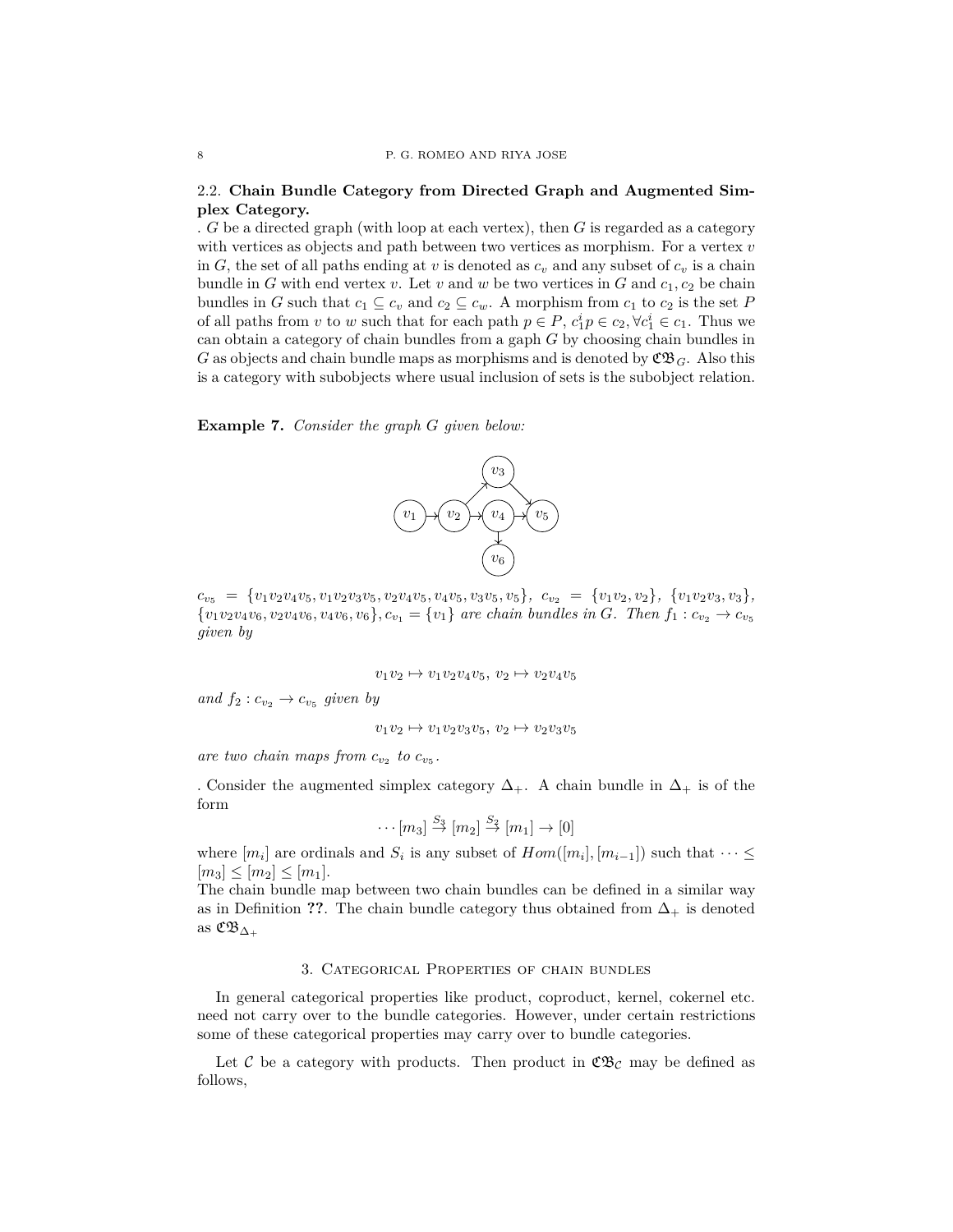### 2.2. **Chain Bundle Category from Directed Graph and Augmented Simplex Category.**

. $G$ be a directed graph (with loop at each vertex), then $G$ is regarded as a category with vertices as objects and path between two vertices as morphism. For a vertex $v$ in $G$, the set of all paths ending at $v$ is denoted as $c_v$ and any subset of $c_v$ is a chain bundle in $G$ with end vertex $v$. Let $v$ and $w$ be two vertices in $G$ and $c_1, c_2$ be chain bundles in $G$ such that $c_1 \subseteq c_v$ and $c_2 \subseteq c_w$. A morphism from $c_1$ to $c_2$ is the set $P$ of all paths from $v$ to $w$ such that for each path $p \in P$, $c_1^i p \in c_2, \forall c_1^i \in c_1$. Thus we can obtain a category of chain bundles from a gaph $G$ by choosing chain bundles in $G$ as objects and chain bundle maps as morphisms and is denoted by $\mathfrak{CB}_G$. Also this is a category with subobjects where usual inclusion of sets is the subobject relation.

**Example 7.** *Consider the graph $G$ given below:*

$c_{v_5} = \{v_1v_2v_4v_5, v_1v_2v_3v_5, v_2v_4v_5, v_4v_5, v_3v_5, v_5\}$, $c_{v_2} = \{v_1v_2, v_2\}$, $\{v_1v_2v_3, v_3\}$, $\{v_1v_2v_4v_6, v_2v_4v_6, v_4v_6, v_6\}, c_{v_1} = \{v_1\}$ *are chain bundles in $G$. Then $f_1 : c_{v_2} \to c_{v_5}$ given by*

$$v_1v_2 \mapsto v_1v_2v_4v_5,\ v_2 \mapsto v_2v_4v_5$$

*and $f_2 : c_{v_2} \to c_{v_5}$ given by*

$$v_1v_2 \mapsto v_1v_2v_3v_5,\ v_2 \mapsto v_2v_3v_5$$

*are two chain maps from $c_{v_2}$ to $c_{v_5}$.*

. Consider the augmented simplex category $\Delta_+$. A chain bundle in $\Delta_+$ is of the form

$$\cdots [m_3] \overset{S_3}{\to} [m_2] \overset{S_2}{\to} [m_1] \to [0]$$

where $[m_i]$ are ordinals and $S_i$ is any subset of $Hom([m_i], [m_{i-1}])$ such that $\cdots \leq [m_3] \leq [m_2] \leq [m_1]$.

The chain bundle map between two chain bundles can be defined in a similar way as in Definition **??**. The chain bundle category thus obtained from $\Delta_+$ is denoted as $\mathfrak{CB}_{\Delta_+}$

## 3. Categorical Properties of chain bundles

In general categorical properties like product, coproduct, kernel, cokernel etc. need not carry over to the bundle categories. However, under certain restrictions some of these categorical properties may carry over to bundle categories.

Let $\mathcal{C}$ be a category with products. Then product in $\mathfrak{CB}_{\mathcal{C}}$ may be defined as follows,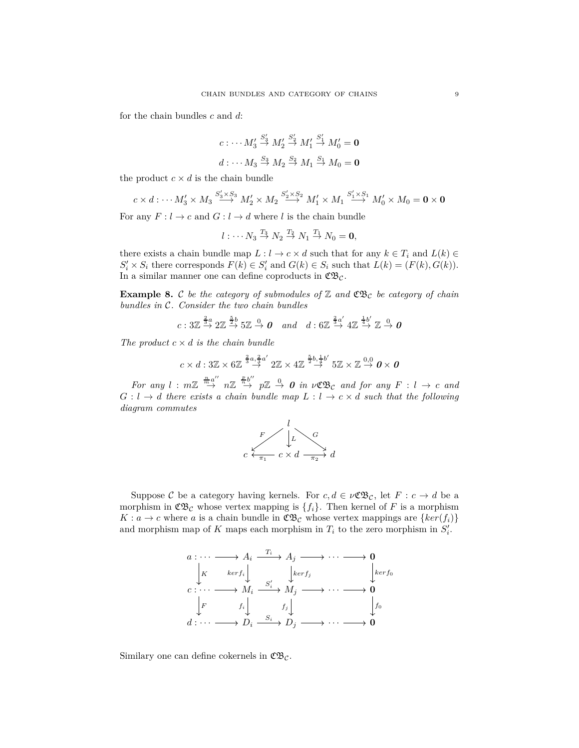for the chain bundles $c$ and $d$:

$$c : \cdots M_3' \overset{S_3'}{\to} M_2' \overset{S_2'}{\to} M_1' \overset{S_1'}{\to} M_0' = \mathbf{0}$$

$$d : \cdots M_3 \overset{S_3}{\to} M_2 \overset{S_2}{\to} M_1 \overset{S_1}{\to} M_0 = \mathbf{0}$$

the product $c \times d$ is the chain bundle

$$c \times d : \cdots M_3' \times M_3 \overset{S_3' \times S_3}{\longrightarrow} M_2' \times M_2 \overset{S_2' \times S_2}{\longrightarrow} M_1' \times M_1 \overset{S_1' \times S_1}{\longrightarrow} M_0' \times M_0 = \mathbf{0} \times \mathbf{0}$$

For any $F : l \to c$ and $G : l \to d$ where $l$ is the chain bundle

$$l : \cdots N_3 \overset{T_3}{\to} N_2 \overset{T_2}{\to} N_1 \overset{T_1}{\to} N_0 = \mathbf{0},$$

there exists a chain bundle map $L : l \to c \times d$ such that for any $k \in T_i$ and $L(k) \in S_i' \times S_i$ there corresponds $F(k) \in S_i'$ and $G(k) \in S_i$ such that $L(k) = (F(k), G(k))$. In a similar manner one can define coproducts in $\mathfrak{CB}_{\mathcal{C}}$.

**Example 8.** *$\mathcal{C}$ be the category of submodules of $\mathbb{Z}$ and $\mathfrak{CB}_{\mathcal{C}}$ be category of chain bundles in $\mathcal{C}$. Consider the two chain bundles*

$$c : 3\mathbb{Z} \overset{\frac{2}{3}a}{\to} 2\mathbb{Z} \overset{\frac{5}{2}b}{\to} 5\mathbb{Z} \overset{0}{\to} \mathbf{0} \quad and \quad d : 6\mathbb{Z} \overset{\frac{2}{3}a'}{\to} 4\mathbb{Z} \overset{\frac{1}{4}b'}{\to} \mathbb{Z} \overset{0}{\to} \mathbf{0}$$

*The product $c \times d$ is the chain bundle*

$$c \times d : 3\mathbb{Z} \times 6\mathbb{Z} \overset{\frac{2}{3}a, \frac{2}{3}a'}{\to} 2\mathbb{Z} \times 4\mathbb{Z} \overset{\frac{5}{2}b, \frac{1}{4}b'}{\to} 5\mathbb{Z} \times \mathbb{Z} \overset{0,0}{\to} \mathbf{0} \times \mathbf{0}$$

*For any $l : m\mathbb{Z} \overset{\frac{n}{m}a''}{\to} n\mathbb{Z} \overset{\frac{p}{n}b''}{\to} p\mathbb{Z} \overset{0}{\to} \mathbf{0}$ in $\nu\mathfrak{CB}_{\mathcal{C}}$ and for any $F : l \to c$ and $G : l \to d$ there exists a chain bundle map $L : l \to c \times d$ such that the following diagram commutes*

$$\begin{array}{ccccc} & & l & & \\ & \overset{F}{\swarrow} & \downarrow L & \overset{G}{\searrow} & \\ c & \underset{\pi_1}{\leftarrow} & c \times d & \underset{\pi_2}{\rightarrow} & d \end{array}$$

Suppose $\mathcal{C}$ be a category having kernels. For $c, d \in \nu\mathfrak{CB}_{\mathcal{C}}$, let $F : c \to d$ be a morphism in $\mathfrak{CB}_{\mathcal{C}}$ whose vertex mapping is $\{f_i\}$. Then kernel of $F$ is a morphism $K : a \to c$ where $a$ is a chain bundle in $\mathfrak{CB}_{\mathcal{C}}$ whose vertex mappings are $\{ker(f_i)\}$ and morphism map of $K$ maps each morphism in $T_i$ to the zero morphism in $S_i'$.

$$\begin{array}{ccccccccc} a : \cdots & \longrightarrow & A_i & \overset{T_i}{\longrightarrow} & A_j & \longrightarrow & \cdots & \longrightarrow & \mathbf{0} \\ \downarrow K & & \downarrow kerf_i & & \downarrow kerf_j & & & & \downarrow kerf_0 \\ c : \cdots & \longrightarrow & M_i & \overset{S_i'}{\longrightarrow} & M_j & \longrightarrow & \cdots & \longrightarrow & \mathbf{0} \\ \downarrow F & & \downarrow f_i & & \downarrow f_j & & & & \downarrow f_0 \\ d : \cdots & \longrightarrow & D_i & \overset{S_i}{\longrightarrow} & D_j & \longrightarrow & \cdots & \longrightarrow & \mathbf{0} \end{array}$$

Similary one can define cokernels in $\mathfrak{CB}_{\mathcal{C}}$.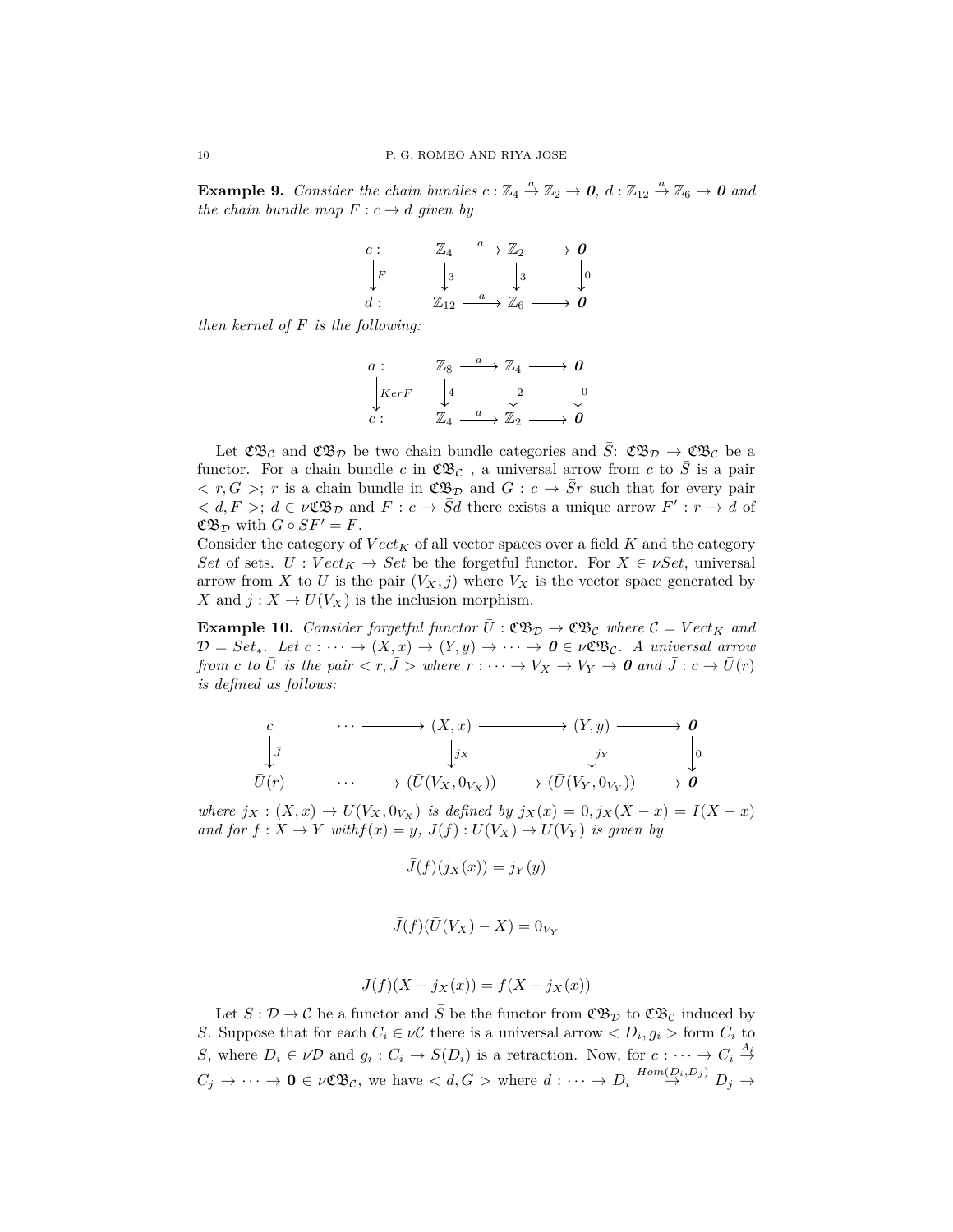**Example 9.** *Consider the chain bundles $c : \mathbb{Z}_4 \xrightarrow{a} \mathbb{Z}_2 \to \boldsymbol{0}$, $d : \mathbb{Z}_{12} \xrightarrow{a} \mathbb{Z}_6 \to \boldsymbol{0}$ and the chain bundle map $F : c \to d$ given by*

$$\begin{array}{ccccccc}
c: & & \mathbb{Z}_4 & \xrightarrow{a} & \mathbb{Z}_2 & \longrightarrow & \boldsymbol{0} \\
\downarrow F & & \downarrow 3 & & \downarrow 3 & & \downarrow 0 \\
d: & & \mathbb{Z}_{12} & \xrightarrow{a} & \mathbb{Z}_6 & \longrightarrow & \boldsymbol{0}
\end{array}$$

*then kernel of $F$ is the following:*

$$\begin{array}{ccccccc}
a: & & \mathbb{Z}_8 & \xrightarrow{a} & \mathbb{Z}_4 & \longrightarrow & \boldsymbol{0} \\
\downarrow KerF & & \downarrow 4 & & \downarrow 2 & & \downarrow 0 \\
c: & & \mathbb{Z}_4 & \xrightarrow{a} & \mathbb{Z}_2 & \longrightarrow & \boldsymbol{0}
\end{array}$$

Let $\mathfrak{CB}_{\mathcal{C}}$ and $\mathfrak{CB}_{\mathcal{D}}$ be two chain bundle categories and $\bar{S}$: $\mathfrak{CB}_{\mathcal{D}} \to \mathfrak{CB}_{\mathcal{C}}$ be a functor. For a chain bundle $c$ in $\mathfrak{CB}_{\mathcal{C}}$ , a universal arrow from $c$ to $\bar{S}$ is a pair $< r, G >$; $r$ is a chain bundle in $\mathfrak{CB}_{\mathcal{D}}$ and $G : c \to \bar{S}r$ such that for every pair $< d, F >$; $d \in \nu\mathfrak{CB}_{\mathcal{D}}$ and $F : c \to \bar{S}d$ there exists a unique arrow $F' : r \to d$ of $\mathfrak{CB}_{\mathcal{D}}$ with $G \circ \bar{S}F' = F$.
Consider the category of $Vect_K$ of all vector spaces over a field $K$ and the category $Set$ of sets. $U : Vect_K \to Set$ be the forgetful functor. For $X \in \nu Set$, universal arrow from $X$ to $U$ is the pair $(V_X, j)$ where $V_X$ is the vector space generated by $X$ and $j : X \to U(V_X)$ is the inclusion morphism.

**Example 10.** *Consider forgetful functor $\bar{U} : \mathfrak{CB}_{\mathcal{D}} \to \mathfrak{CB}_{\mathcal{C}}$ where $\mathcal{C} = Vect_K$ and $\mathcal{D} = Set_*$. Let $c : \cdots \to (X, x) \to (Y, y) \to \cdots \to \boldsymbol{0} \in \nu\mathfrak{CB}_{\mathcal{C}}$. A universal arrow from $c$ to $\bar{U}$ is the pair $< r, \bar{J} >$ where $r : \cdots \to V_X \to V_Y \to \boldsymbol{0}$ and $\bar{J} : c \to \bar{U}(r)$ is defined as follows:*

$$\begin{array}{ccccccccc}
c & & \cdots & \longrightarrow & (X, x) & \longrightarrow & (Y, y) & \longrightarrow & \boldsymbol{0} \\
\downarrow \bar{J} & & & & \downarrow j_X & & \downarrow j_Y & & \downarrow 0 \\
\bar{U}(r) & & \cdots & \longrightarrow & (\bar{U}(V_X, 0_{V_X})) & \longrightarrow & (\bar{U}(V_Y, 0_{V_Y})) & \longrightarrow & \boldsymbol{0}
\end{array}$$

*where $j_X : (X, x) \to \bar{U}(V_X, 0_{V_X})$ is defined by $j_X(x) = 0, j_X(X - x) = I(X - x)$ and for $f : X \to Y$ with$f(x) = y$, $\bar{J}(f) : \bar{U}(V_X) \to \bar{U}(V_Y)$ is given by*

$$\bar{J}(f)(j_X(x)) = j_Y(y)$$

$$\bar{J}(f)(\bar{U}(V_X) - X) = 0_{V_Y}$$

$$\bar{J}(f)(X - j_X(x)) = f(X - j_X(x))$$

Let $S : \mathcal{D} \to \mathcal{C}$ be a functor and $\bar{S}$ be the functor from $\mathfrak{CB}_{\mathcal{D}}$ to $\mathfrak{CB}_{\mathcal{C}}$ induced by $S$. Suppose that for each $C_i \in \nu\mathcal{C}$ there is a universal arrow $< D_i, g_i >$ form $C_i$ to $S$, where $D_i \in \nu\mathcal{D}$ and $g_i : C_i \to S(D_i)$ is a retraction. Now, for $c : \cdots \to C_i \xrightarrow{A_i} C_j \to \cdots \to \mathbf{0} \in \nu\mathfrak{CB}_{\mathcal{C}}$, we have $< d, G >$ where $d : \cdots \to D_i \xrightarrow{Hom(D_i, D_j)} D_j \to$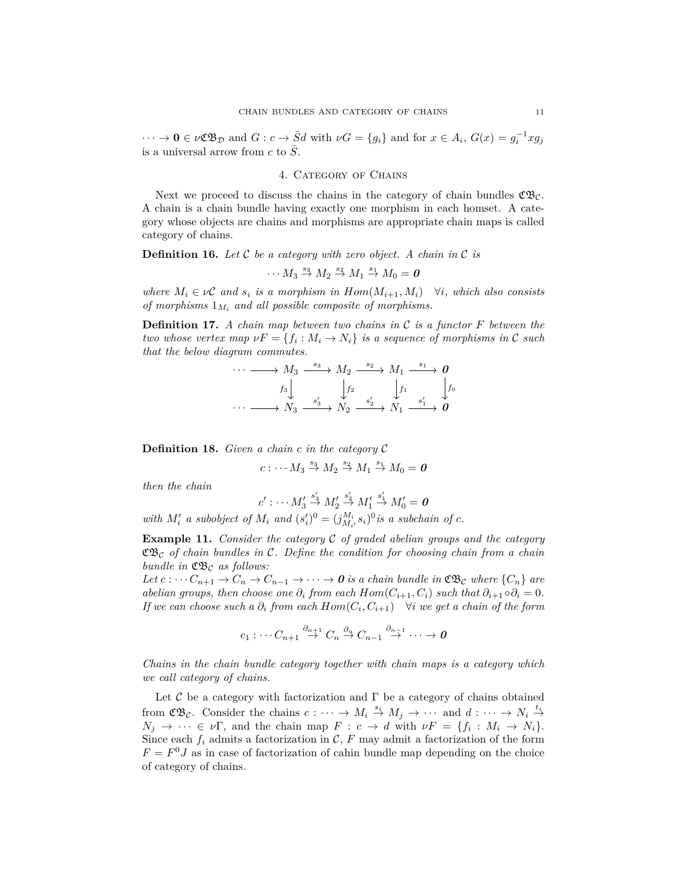$\cdots \to \mathbf{0} \in \nu\mathfrak{CB}_{\mathcal{D}}$ and $G : c \to \bar{S}d$ with $\nu G = \{g_i\}$ and for $x \in A_i$, $G(x) = g_i^{-1}xg_j$ is a universal arrow from $c$ to $\bar{S}$.

## 4. Category of Chains

Next we proceed to discuss the chains in the category of chain bundles $\mathfrak{CB}_{\mathcal{C}}$. A chain is a chain bundle having exactly one morphism in each homset. A category whose objects are chains and morphisms are appropriate chain maps is called category of chains.

**Definition 16.** *Let $\mathcal{C}$ be a category with zero object. A chain in $\mathcal{C}$ is*

$$\cdots M_3 \overset{s_3}{\to} M_2 \overset{s_2}{\to} M_1 \overset{s_1}{\to} M_0 = \boldsymbol{0}$$

*where $M_i \in \nu\mathcal{C}$ and $s_i$ is a morphism in $Hom(M_{i+1}, M_i)$ $\quad \forall i$, which also consists of morphisms $1_{M_i}$ and all possible composite of morphisms.*

**Definition 17.** *A chain map between two chains in $\mathcal{C}$ is a functor $F$ between the two whose vertex map $\nu F = \{f_i : M_i \to N_i\}$ is a sequence of morphisms in $\mathcal{C}$ such that the below diagram commutes.*

$$\begin{array}{ccccccccc}
\cdots \longrightarrow & M_3 & \xrightarrow{s_3} & M_2 & \xrightarrow{s_2} & M_1 & \xrightarrow{s_1} & \boldsymbol{0} \\
 & \downarrow f_3 & & \downarrow f_2 & & \downarrow f_1 & & \downarrow f_0 \\
\cdots \longrightarrow & N_3 & \xrightarrow{s_3'} & N_2 & \xrightarrow{s_2'} & N_1 & \xrightarrow{s_1'} & \boldsymbol{0}
\end{array}$$

**Definition 18.** *Given a chain $c$ in the category $\mathcal{C}$*

$$c : \cdots M_3 \overset{s_3}{\to} M_2 \overset{s_2}{\to} M_1 \overset{s_1}{\to} M_0 = \boldsymbol{0}$$

*then the chain*

$$c' : \cdots M_3' \overset{s_3'}{\to} M_2' \overset{s_2'}{\to} M_1' \overset{s_1'}{\to} M_0' = \boldsymbol{0}$$

*with $M_i'$ a subobject of $M_i$ and $(s_i')^0 = (j_{M_{i'}}^{M_i} s_i)^0$ is a subchain of $c$.*

**Example 11.** *Consider the category $\mathcal{C}$ of graded abelian groups and the category $\mathfrak{CB}_{\mathcal{C}}$ of chain bundles in $\mathcal{C}$. Define the condition for choosing chain from a chain bundle in $\mathfrak{CB}_{\mathcal{C}}$ as follows:*
*Let $c : \cdots C_{n+1} \to C_n \to C_{n-1} \to \cdots \to \boldsymbol{0}$ is a chain bundle in $\mathfrak{CB}_{\mathcal{C}}$ where $\{C_n\}$ are abelian groups, then choose one $\partial_i$ from each $Hom(C_{i+1}, C_i)$ such that $\partial_{i+1} \circ \partial_i = 0$. If we can choose such a $\partial_i$ from each $Hom(C_i, C_{i+1})$ $\quad \forall i$ we get a chain of the form*

$$c_1 : \cdots C_{n+1} \overset{\partial_{n+1}}{\to} C_n \overset{\partial_n}{\to} C_{n-1} \overset{\partial_{n-1}}{\to} \cdots \to \boldsymbol{0}$$

*Chains in the chain bundle category together with chain maps is a category which we call category of chains.*

Let $\mathcal{C}$ be a category with factorization and $\Gamma$ be a category of chains obtained from $\mathfrak{CB}_{\mathcal{C}}$. Consider the chains $c : \cdots \to M_i \overset{s_i}{\to} M_j \to \cdots$ and $d : \cdots \to N_i \overset{t_i}{\to} N_j \to \cdots \in \nu\Gamma$, and the chain map $F : c \to d$ with $\nu F = \{f_i : M_i \to N_i\}$. Since each $f_i$ admits a factorization in $\mathcal{C}$, $F$ may admit a factorization of the form $F = F^0 J$ as in case of factorization of cahin bundle map depending on the choice of category of chains.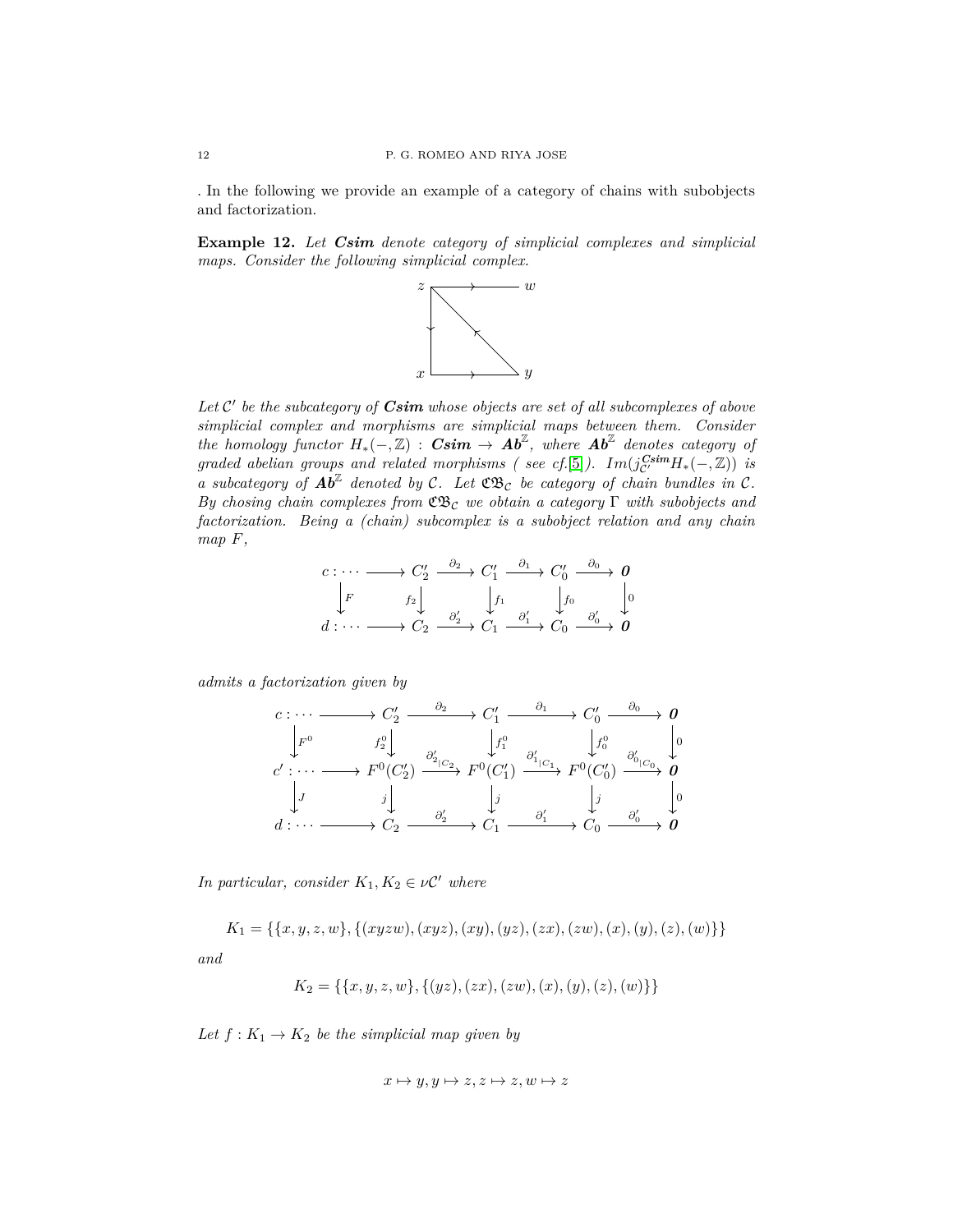. In the following we provide an example of a category of chains with subobjects and factorization.

**Example 12.** *Let **Csim** denote category of simplicial complexes and simplicial maps. Consider the following simplicial complex.*

*Let $\mathcal{C}'$ be the subcategory of **Csim** whose objects are set of all subcomplexes of above simplicial complex and morphisms are simplicial maps between them. Consider the homology functor $H_*(-,\mathbb{Z}) : \boldsymbol{Csim} \to \boldsymbol{Ab}^{\mathbb{Z}}$, where $\boldsymbol{Ab}^{\mathbb{Z}}$ denotes category of graded abelian groups and related morphisms ( see cf.[5]). $Im(j^{\boldsymbol{Csim}}_{\mathcal{C}'} H_*(-,\mathbb{Z}))$ is a subcategory of $\boldsymbol{Ab}^{\mathbb{Z}}$ denoted by $\mathcal{C}$. Let $\mathfrak{CB}_{\mathcal{C}}$ be category of chain bundles in $\mathcal{C}$. By chosing chain complexes from $\mathfrak{CB}_{\mathcal{C}}$ we obtain a category $\Gamma$ with subobjects and factorization. Being a (chain) subcomplex is a subobject relation and any chain map $F$,*

$$
\begin{array}{ccccccccc}
c:\cdots & \longrightarrow & C_2' & \xrightarrow{\partial_2} & C_1' & \xrightarrow{\partial_1} & C_0' & \xrightarrow{\partial_0} & \boldsymbol{0} \\
\downarrow{\scriptstyle F} & & \downarrow{\scriptstyle f_2} & & \downarrow{\scriptstyle f_1} & & \downarrow{\scriptstyle f_0} & & \downarrow{\scriptstyle 0} \\
d:\cdots & \longrightarrow & C_2 & \xrightarrow{\partial_2'} & C_1 & \xrightarrow{\partial_1'} & C_0 & \xrightarrow{\partial_0'} & \boldsymbol{0}
\end{array}
$$

*admits a factorization given by*

$$
\begin{array}{ccccccccc}
c:\cdots & \longrightarrow & C_2' & \xrightarrow{\partial_2} & C_1' & \xrightarrow{\partial_1} & C_0' & \xrightarrow{\partial_0} & \boldsymbol{0} \\
\downarrow{\scriptstyle F^0} & & \downarrow{\scriptstyle f_2^0} & & \downarrow{\scriptstyle f_1^0} & & \downarrow{\scriptstyle f_0^0} & & \downarrow{\scriptstyle 0} \\
c':\cdots & \longrightarrow & F^0(C_2') & \xrightarrow{\partial'_{2|C_2}} & F^0(C_1') & \xrightarrow{\partial'_{1|C_1}} & F^0(C_0') & \xrightarrow{\partial'_{0|C_0}} & \boldsymbol{0} \\
\downarrow{\scriptstyle J} & & \downarrow{\scriptstyle j} & & \downarrow{\scriptstyle j} & & \downarrow{\scriptstyle j} & & \downarrow{\scriptstyle 0} \\
d:\cdots & \longrightarrow & C_2 & \xrightarrow{\partial_2'} & C_1 & \xrightarrow{\partial_1'} & C_0 & \xrightarrow{\partial_0'} & \boldsymbol{0}
\end{array}
$$

*In particular, consider $K_1, K_2 \in \nu\mathcal{C}'$ where*

$$K_1 = \{\{x,y,z,w\},\{(xyzw),(xyz),(xy),(yz),(zx),(zw),(x),(y),(z),(w)\}\}$$

*and*

$$K_2 = \{\{x,y,z,w\},\{(yz),(zx),(zw),(x),(y),(z),(w)\}\}$$

*Let $f : K_1 \to K_2$ be the simplicial map given by*

$$x \mapsto y, y \mapsto z, z \mapsto z, w \mapsto z$$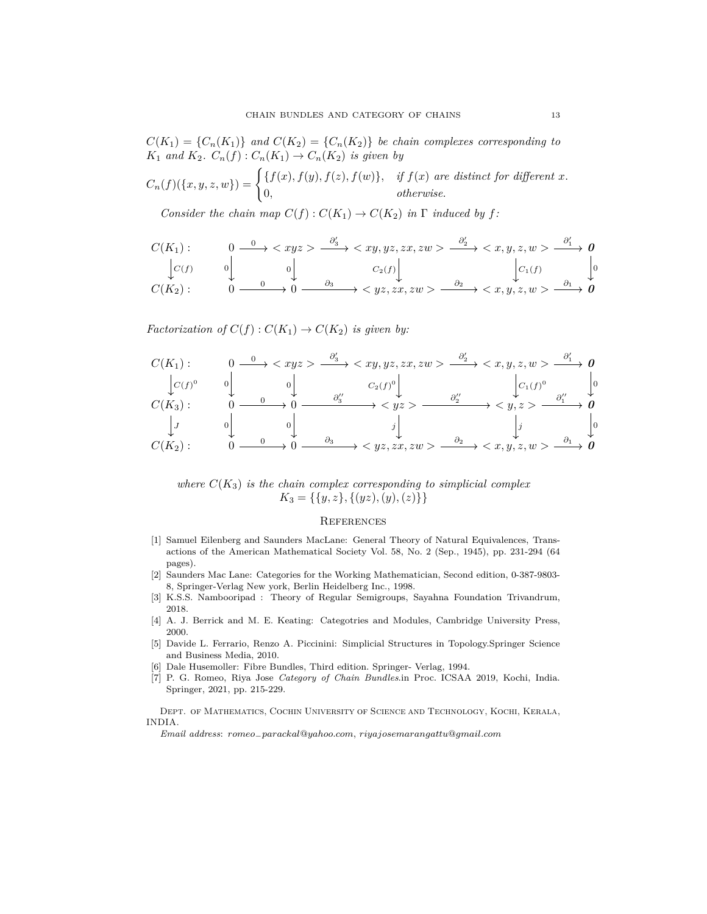$C(K_1) = \{C_n(K_1)\}$ *and* $C(K_2) = \{C_n(K_2)\}$ *be chain complexes corresponding to* $K_1$ *and* $K_2$. $C_n(f) : C_n(K_1) \to C_n(K_2)$ *is given by*

$$C_n(f)(\{x, y, z, w\}) = \begin{cases} \{f(x), f(y), f(z), f(w)\}, & \textit{if } f(x) \textit{ are distinct for different } x. \\ 0, & \textit{otherwise.} \end{cases}$$

*Consider the chain map* $C(f) : C(K_1) \to C(K_2)$ *in* $\Gamma$ *induced by* $f$*:*

$$\begin{array}{cccccccccccc}
C(K_1): & 0 & \xrightarrow{0} & <xyz> & \xrightarrow{\partial_3'} & <xy, yz, zx, zw> & \xrightarrow{\partial_2'} & <x, y, z, w> & \xrightarrow{\partial_1'} & \mathbf{0} \\
\downarrow C(f) & \downarrow 0 & & \downarrow 0 & & \downarrow C_2(f) & & \downarrow C_1(f) & & \downarrow 0 \\
C(K_2): & 0 & \xrightarrow{0} & 0 & \xrightarrow{\partial_3} & <yz, zx, zw> & \xrightarrow{\partial_2} & <x, y, z, w> & \xrightarrow{\partial_1} & \mathbf{0}
\end{array}$$

*Factorization of* $C(f) : C(K_1) \to C(K_2)$ *is given by:*

$$\begin{array}{cccccccccccc}
C(K_1): & 0 & \xrightarrow{0} & <xyz> & \xrightarrow{\partial_3'} & <xy, yz, zx, zw> & \xrightarrow{\partial_2'} & <x, y, z, w> & \xrightarrow{\partial_1'} & \mathbf{0} \\
\downarrow C(f)^0 & \downarrow 0 & & \downarrow 0 & & \downarrow C_2(f)^0 & & \downarrow C_1(f)^0 & & \downarrow 0 \\
C(K_3): & 0 & \xrightarrow{0} & 0 & \xrightarrow{\partial_3''} & <yz> & \xrightarrow{\partial_2''} & <y, z> & \xrightarrow{\partial_1''} & \mathbf{0} \\
\downarrow J & \downarrow 0 & & \downarrow 0 & & \downarrow j & & \downarrow j & & \downarrow 0 \\
C(K_2): & 0 & \xrightarrow{0} & 0 & \xrightarrow{\partial_3} & <yz, zx, zw> & \xrightarrow{\partial_2} & <x, y, z, w> & \xrightarrow{\partial_1} & \mathbf{0}
\end{array}$$

*where* $C(K_3)$ *is the chain complex corresponding to simplicial complex* $K_3 = \{\{y, z\}, \{(yz), (y), (z)\}\}$

## References

[1] Samuel Eilenberg and Saunders MacLane: General Theory of Natural Equivalences, Transactions of the American Mathematical Society Vol. 58, No. 2 (Sep., 1945), pp. 231-294 (64 pages).

[2] Saunders Mac Lane: Categories for the Working Mathematician, Second edition, 0-387-9803-8, Springer-Verlag New york, Berlin Heidelberg Inc., 1998.

[3] K.S.S. Nambooripad : Theory of Regular Semigroups, Sayahna Foundation Trivandrum, 2018.

[4] A. J. Berrick and M. E. Keating: Categotries and Modules, Cambridge University Press, 2000.

[5] Davide L. Ferrario, Renzo A. Piccinini: Simplicial Structures in Topology.Springer Science and Business Media, 2010.

[6] Dale Husemoller: Fibre Bundles, Third edition. Springer- Verlag, 1994.

[7] P. G. Romeo, Riya Jose *Category of Chain Bundles*.in Proc. ICSAA 2019, Kochi, India. Springer, 2021, pp. 215-229.

Dept. of Mathematics, Cochin University of Science and Technology, Kochi, Kerala, INDIA.

*Email address*: *romeo_parackal@yahoo.com*, *riyajosemarangattu@gmail.com*